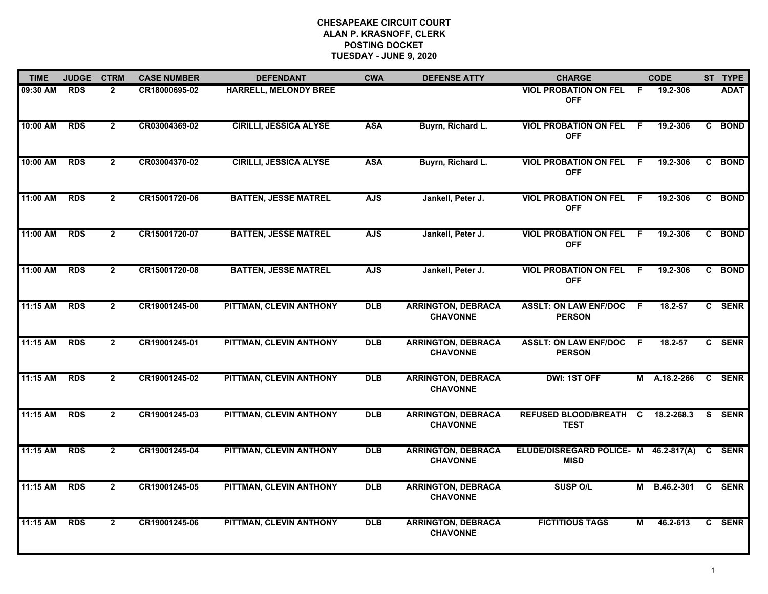**CHESAPEAKE CIRCUIT COURT**
**ALAN P. KRASNOFF, CLERK**
**POSTING DOCKET**
**TUESDAY - JUNE 9, 2020**

| TIME | JUDGE | CTRM | CASE NUMBER | DEFENDANT | CWA | DEFENSE ATTY | CHARGE | | CODE | ST | TYPE |
|---|---|---|---|---|---|---|---|---|---|---|---|
| 09:30 AM | RDS | 2 | CR18000695-02 | HARRELL, MELONDY BREE | | | VIOL PROBATION ON FEL OFF | F | 19.2-306 | | ADAT |
| 10:00 AM | RDS | 2 | CR03004369-02 | CIRILLI, JESSICA ALYSE | ASA | Buyrn, Richard L. | VIOL PROBATION ON FEL OFF | F | 19.2-306 | C | BOND |
| 10:00 AM | RDS | 2 | CR03004370-02 | CIRILLI, JESSICA ALYSE | ASA | Buyrn, Richard L. | VIOL PROBATION ON FEL OFF | F | 19.2-306 | C | BOND |
| 11:00 AM | RDS | 2 | CR15001720-06 | BATTEN, JESSE MATREL | AJS | Jankell, Peter J. | VIOL PROBATION ON FEL OFF | F | 19.2-306 | C | BOND |
| 11:00 AM | RDS | 2 | CR15001720-07 | BATTEN, JESSE MATREL | AJS | Jankell, Peter J. | VIOL PROBATION ON FEL OFF | F | 19.2-306 | C | BOND |
| 11:00 AM | RDS | 2 | CR15001720-08 | BATTEN, JESSE MATREL | AJS | Jankell, Peter J. | VIOL PROBATION ON FEL OFF | F | 19.2-306 | C | BOND |
| 11:15 AM | RDS | 2 | CR19001245-00 | PITTMAN, CLEVIN ANTHONY | DLB | ARRINGTON, DEBRACA CHAVONNE | ASSLT: ON LAW ENF/DOC PERSON | F | 18.2-57 | C | SENR |
| 11:15 AM | RDS | 2 | CR19001245-01 | PITTMAN, CLEVIN ANTHONY | DLB | ARRINGTON, DEBRACA CHAVONNE | ASSLT: ON LAW ENF/DOC PERSON | F | 18.2-57 | C | SENR |
| 11:15 AM | RDS | 2 | CR19001245-02 | PITTMAN, CLEVIN ANTHONY | DLB | ARRINGTON, DEBRACA CHAVONNE | DWI: 1ST OFF | M | A.18.2-266 | C | SENR |
| 11:15 AM | RDS | 2 | CR19001245-03 | PITTMAN, CLEVIN ANTHONY | DLB | ARRINGTON, DEBRACA CHAVONNE | REFUSED BLOOD/BREATH TEST | C | 18.2-268.3 | S | SENR |
| 11:15 AM | RDS | 2 | CR19001245-04 | PITTMAN, CLEVIN ANTHONY | DLB | ARRINGTON, DEBRACA CHAVONNE | ELUDE/DISREGARD POLICE-MISD | M | 46.2-817(A) | C | SENR |
| 11:15 AM | RDS | 2 | CR19001245-05 | PITTMAN, CLEVIN ANTHONY | DLB | ARRINGTON, DEBRACA CHAVONNE | SUSP O/L | M | B.46.2-301 | C | SENR |
| 11:15 AM | RDS | 2 | CR19001245-06 | PITTMAN, CLEVIN ANTHONY | DLB | ARRINGTON, DEBRACA CHAVONNE | FICTITIOUS TAGS | M | 46.2-613 | C | SENR |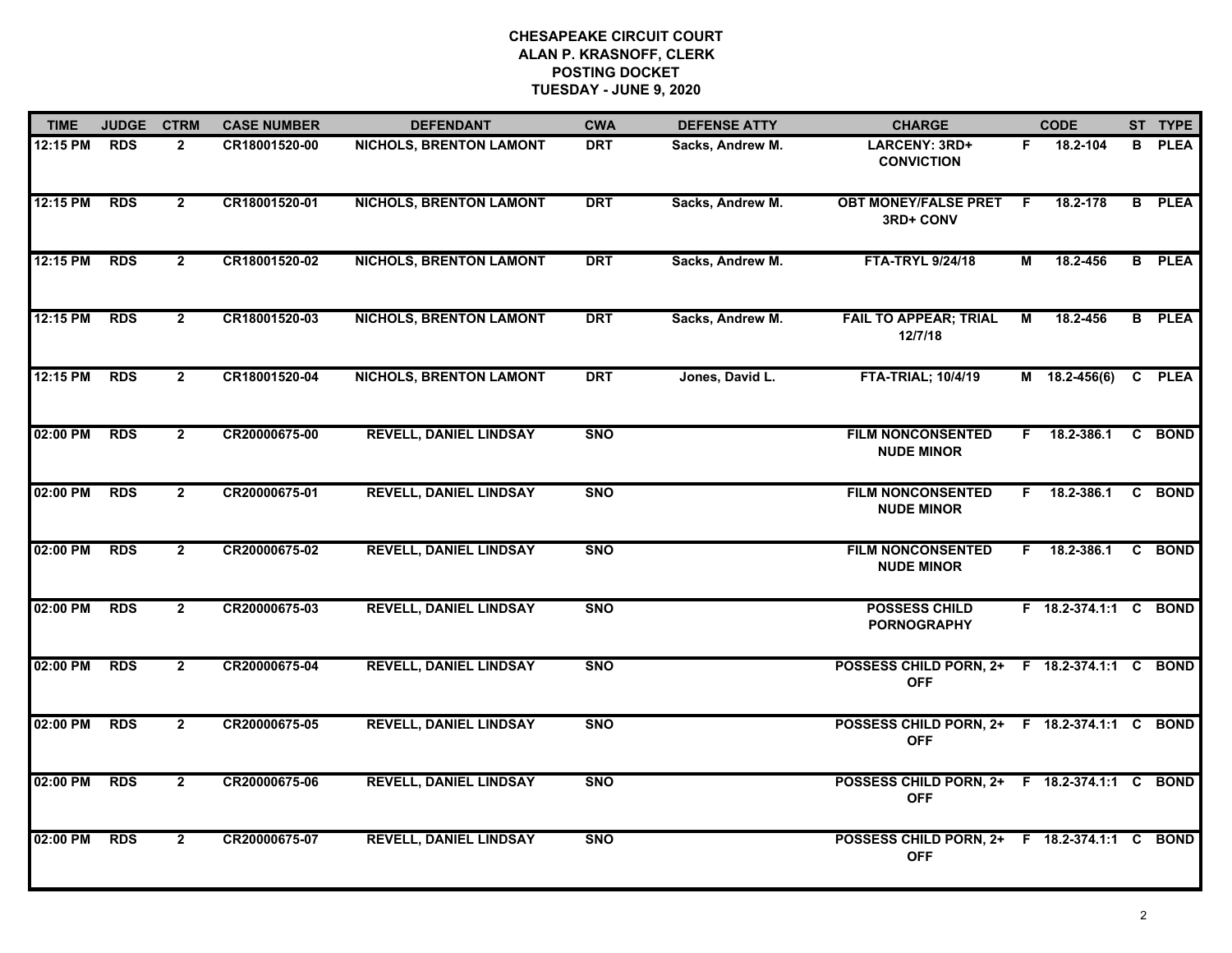**CHESAPEAKE CIRCUIT COURT**
**ALAN P. KRASNOFF, CLERK**
**POSTING DOCKET**
**TUESDAY - JUNE 9, 2020**

| TIME | JUDGE | CTRM | CASE NUMBER | DEFENDANT | CWA | DEFENSE ATTY | CHARGE | | CODE | ST | TYPE |
|---|---|---|---|---|---|---|---|---|---|---|---|
| 12:15 PM | RDS | 2 | CR18001520-00 | NICHOLS, BRENTON LAMONT | DRT | Sacks, Andrew M. | LARCENY: 3RD+ CONVICTION | F | 18.2-104 | B | PLEA |
| 12:15 PM | RDS | 2 | CR18001520-01 | NICHOLS, BRENTON LAMONT | DRT | Sacks, Andrew M. | OBT MONEY/FALSE PRET 3RD+ CONV | F | 18.2-178 | B | PLEA |
| 12:15 PM | RDS | 2 | CR18001520-02 | NICHOLS, BRENTON LAMONT | DRT | Sacks, Andrew M. | FTA-TRYL 9/24/18 | M | 18.2-456 | B | PLEA |
| 12:15 PM | RDS | 2 | CR18001520-03 | NICHOLS, BRENTON LAMONT | DRT | Sacks, Andrew M. | FAIL TO APPEAR; TRIAL 12/7/18 | M | 18.2-456 | B | PLEA |
| 12:15 PM | RDS | 2 | CR18001520-04 | NICHOLS, BRENTON LAMONT | DRT | Jones, David L. | FTA-TRIAL; 10/4/19 | M | 18.2-456(6) | C | PLEA |
| 02:00 PM | RDS | 2 | CR20000675-00 | REVELL, DANIEL LINDSAY | SNO | | FILM NONCONSENTED NUDE MINOR | F | 18.2-386.1 | C | BOND |
| 02:00 PM | RDS | 2 | CR20000675-01 | REVELL, DANIEL LINDSAY | SNO | | FILM NONCONSENTED NUDE MINOR | F | 18.2-386.1 | C | BOND |
| 02:00 PM | RDS | 2 | CR20000675-02 | REVELL, DANIEL LINDSAY | SNO | | FILM NONCONSENTED NUDE MINOR | F | 18.2-386.1 | C | BOND |
| 02:00 PM | RDS | 2 | CR20000675-03 | REVELL, DANIEL LINDSAY | SNO | | POSSESS CHILD PORNOGRAPHY | F | 18.2-374.1:1 | C | BOND |
| 02:00 PM | RDS | 2 | CR20000675-04 | REVELL, DANIEL LINDSAY | SNO | | POSSESS CHILD PORN, 2+ OFF | F | 18.2-374.1:1 | C | BOND |
| 02:00 PM | RDS | 2 | CR20000675-05 | REVELL, DANIEL LINDSAY | SNO | | POSSESS CHILD PORN, 2+ OFF | F | 18.2-374.1:1 | C | BOND |
| 02:00 PM | RDS | 2 | CR20000675-06 | REVELL, DANIEL LINDSAY | SNO | | POSSESS CHILD PORN, 2+ OFF | F | 18.2-374.1:1 | C | BOND |
| 02:00 PM | RDS | 2 | CR20000675-07 | REVELL, DANIEL LINDSAY | SNO | | POSSESS CHILD PORN, 2+ OFF | F | 18.2-374.1:1 | C | BOND |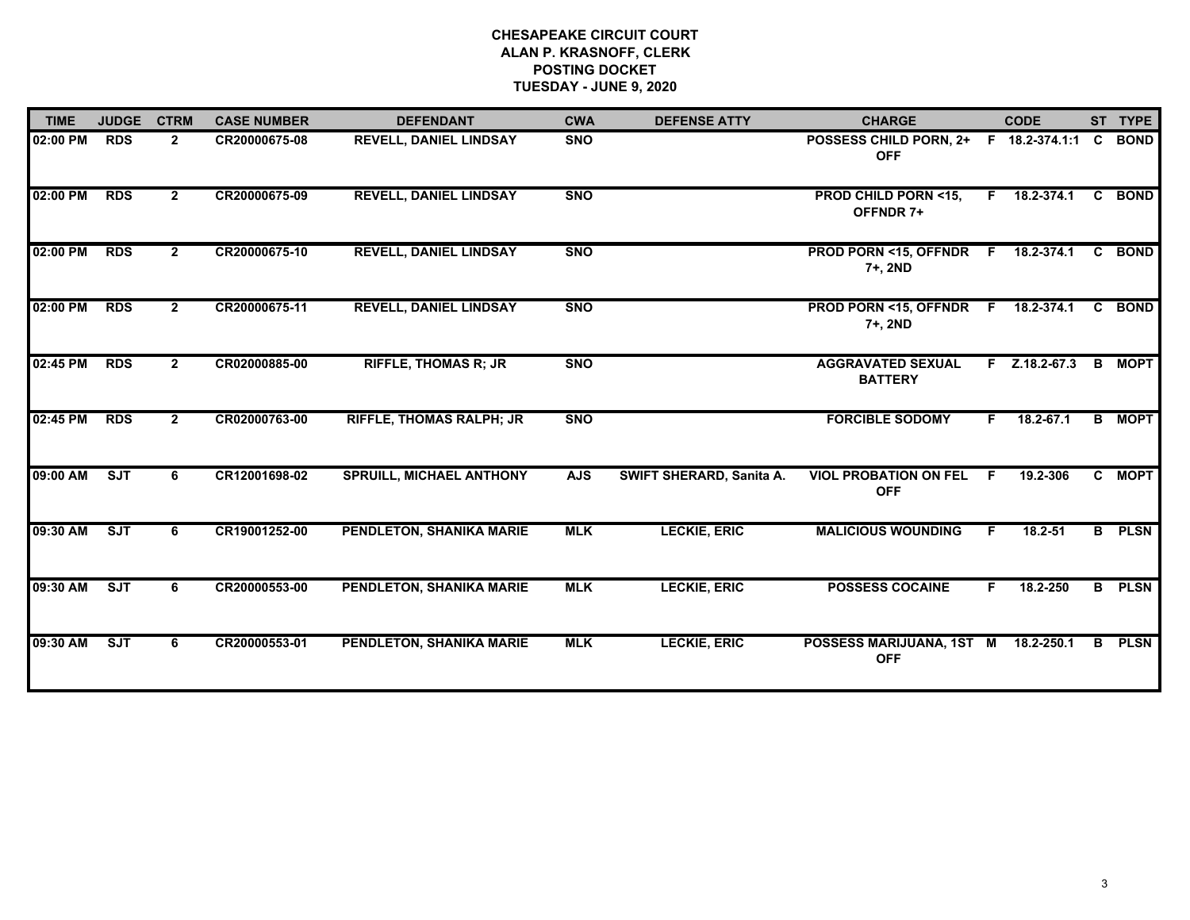**CHESAPEAKE CIRCUIT COURT**
**ALAN P. KRASNOFF, CLERK**
**POSTING DOCKET**
**TUESDAY - JUNE 9, 2020**

| TIME | JUDGE | CTRM | CASE NUMBER | DEFENDANT | CWA | DEFENSE ATTY | CHARGE | | CODE | ST | TYPE |
|---|---|---|---|---|---|---|---|---|---|---|---|
| 02:00 PM | RDS | 2 | CR20000675-08 | REVELL, DANIEL LINDSAY | SNO | | POSSESS CHILD PORN, 2+ OFF | F | 18.2-374.1:1 | C | BOND |
| 02:00 PM | RDS | 2 | CR20000675-09 | REVELL, DANIEL LINDSAY | SNO | | PROD CHILD PORN <15, OFFNDR 7+ | F | 18.2-374.1 | C | BOND |
| 02:00 PM | RDS | 2 | CR20000675-10 | REVELL, DANIEL LINDSAY | SNO | | PROD PORN <15, OFFNDR 7+, 2ND | F | 18.2-374.1 | C | BOND |
| 02:00 PM | RDS | 2 | CR20000675-11 | REVELL, DANIEL LINDSAY | SNO | | PROD PORN <15, OFFNDR 7+, 2ND | F | 18.2-374.1 | C | BOND |
| 02:45 PM | RDS | 2 | CR02000885-00 | RIFFLE, THOMAS R; JR | SNO | | AGGRAVATED SEXUAL BATTERY | F | Z.18.2-67.3 | B | MOPT |
| 02:45 PM | RDS | 2 | CR02000763-00 | RIFFLE, THOMAS RALPH; JR | SNO | | FORCIBLE SODOMY | F | 18.2-67.1 | B | MOPT |
| 09:00 AM | SJT | 6 | CR12001698-02 | SPRUILL, MICHAEL ANTHONY | AJS | SWIFT SHERARD, Sanita A. | VIOL PROBATION ON FEL OFF | F | 19.2-306 | C | MOPT |
| 09:30 AM | SJT | 6 | CR19001252-00 | PENDLETON, SHANIKA MARIE | MLK | LECKIE, ERIC | MALICIOUS WOUNDING | F | 18.2-51 | B | PLSN |
| 09:30 AM | SJT | 6 | CR20000553-00 | PENDLETON, SHANIKA MARIE | MLK | LECKIE, ERIC | POSSESS COCAINE | F | 18.2-250 | B | PLSN |
| 09:30 AM | SJT | 6 | CR20000553-01 | PENDLETON, SHANIKA MARIE | MLK | LECKIE, ERIC | POSSESS MARIJUANA, 1ST OFF | M | 18.2-250.1 | B | PLSN |